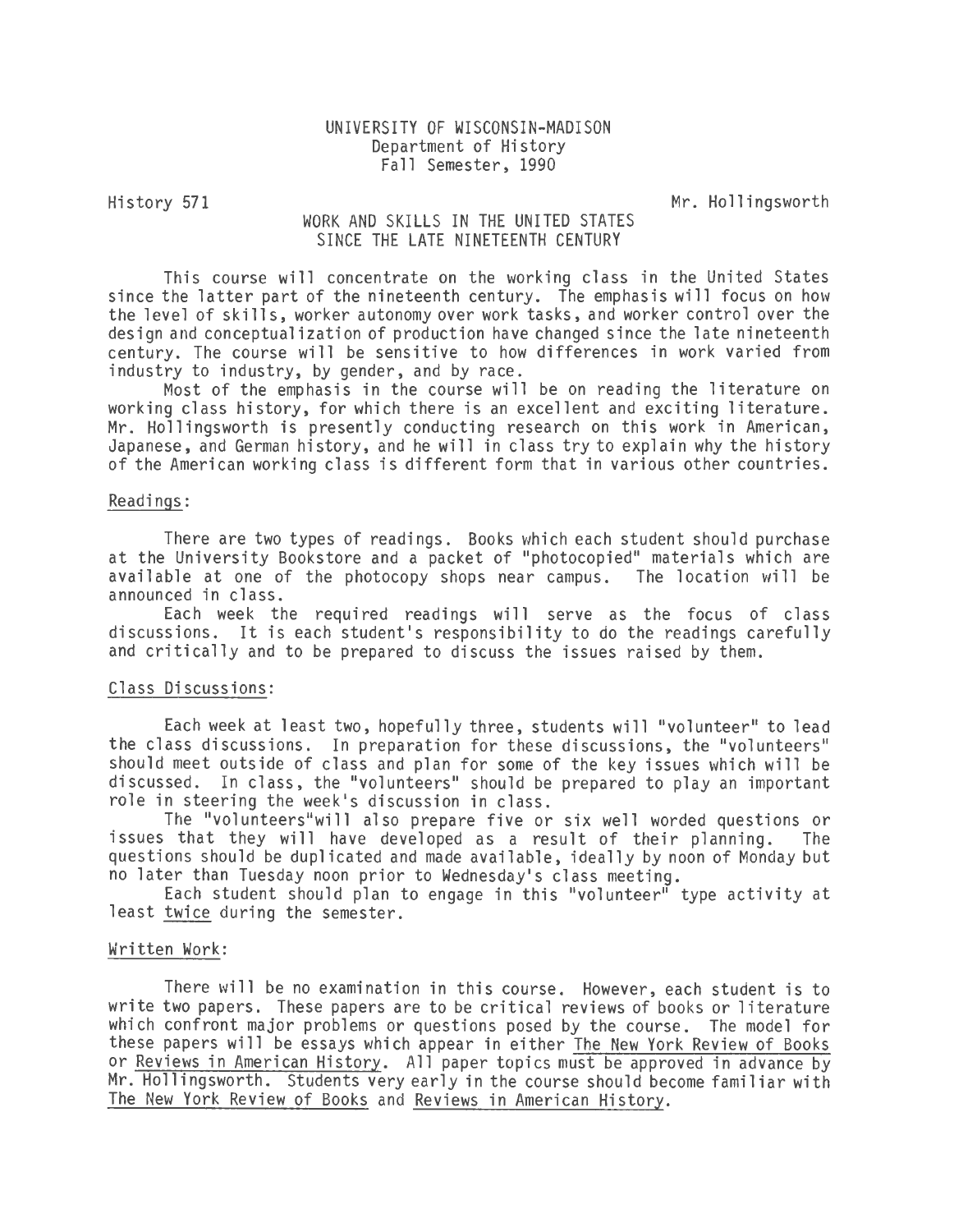UNIVERSITY OF WISCONSIN-MADISON
Department of History
Fall Semester, 1990

History 571 — Mr. Hollingsworth

# WORK AND SKILLS IN THE UNITED STATES SINCE THE LATE NINETEENTH CENTURY

This course will concentrate on the working class in the United States since the latter part of the nineteenth century. The emphasis will focus on how the level of skills, worker autonomy over work tasks, and worker control over the design and conceptualization of production have changed since the late nineteenth century. The course will be sensitive to how differences in work varied from industry to industry, by gender, and by race.

Most of the emphasis in the course will be on reading the literature on working class history, for which there is an excellent and exciting literature. Mr. Hollingsworth is presently conducting research on this work in American, Japanese, and German history, and he will in class try to explain why the history of the American working class is different form that in various other countries.

## Readings:

There are two types of readings. Books which each student should purchase at the University Bookstore and a packet of "photocopied" materials which are available at one of the photocopy shops near campus. The location will be announced in class.

Each week the required readings will serve as the focus of class discussions. It is each student's responsibility to do the readings carefully and critically and to be prepared to discuss the issues raised by them.

## Class Discussions:

Each week at least two, hopefully three, students will "volunteer" to lead the class discussions. In preparation for these discussions, the "volunteers" should meet outside of class and plan for some of the key issues which will be discussed. In class, the "volunteers" should be prepared to play an important role in steering the week's discussion in class.

The "volunteers"will also prepare five or six well worded questions or issues that they will have developed as a result of their planning. The questions should be duplicated and made available, ideally by noon of Monday but no later than Tuesday noon prior to Wednesday's class meeting.

Each student should plan to engage in this "volunteer" type activity at least <u>twice</u> during the semester.

## Written Work:

There will be no examination in this course. However, each student is to write two papers. These papers are to be critical reviews of books or literature which confront major problems or questions posed by the course. The model for these papers will be essays which appear in either <u>The New York Review of Books</u> or <u>Reviews in American History</u>. All paper topics must be approved in advance by Mr. Hollingsworth. Students very early in the course should become familiar with <u>The New York Review of Books</u> and <u>Reviews in American History</u>.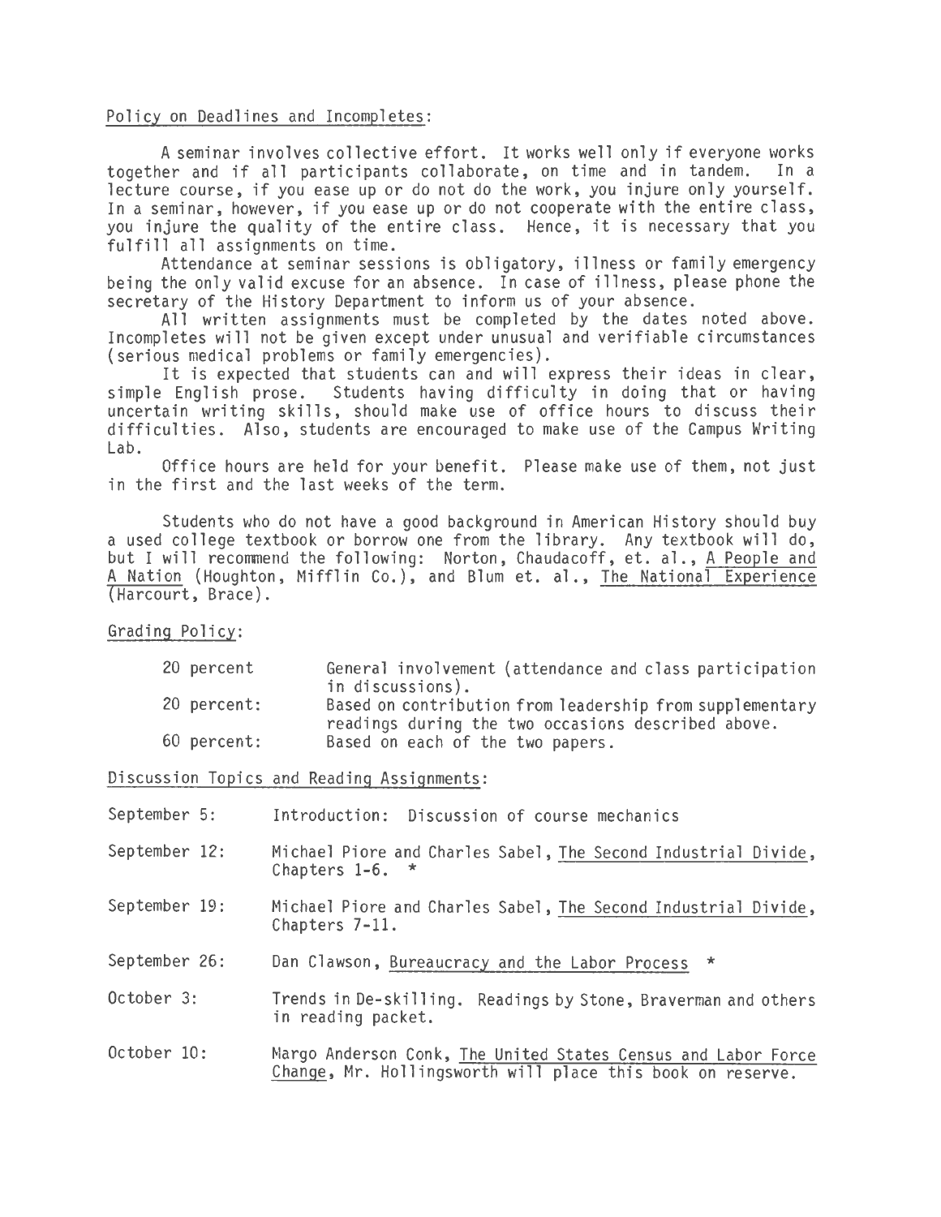Policy on Deadlines and Incompletes:

A seminar involves collective effort. It works well only if everyone works together and if all participants collaborate, on time and in tandem. In a lecture course, if you ease up or do not do the work, you injure only yourself. In a seminar, however, if you ease up or do not cooperate with the entire class, you injure the quality of the entire class. Hence, it is necessary that you fulfill all assignments on time.

Attendance at seminar sessions is obligatory, illness or family emergency being the only valid excuse for an absence. In case of illness, please phone the secretary of the History Department to inform us of your absence.

All written assignments must be completed by the dates noted above. Incompletes will not be given except under unusual and verifiable circumstances (serious medical problems or family emergencies).

It is expected that students can and will express their ideas in clear, simple English prose. Students having difficulty in doing that or having uncertain writing skills, should make use of office hours to discuss their difficulties. Also, students are encouraged to make use of the Campus Writing Lab.

Office hours are held for your benefit. Please make use of them, not just in the first and the last weeks of the term.

Students who do not have a good background in American History should buy a used college textbook or borrow one from the library. Any textbook will do, but I will recommend the following: Norton, Chaudacoff, et. al., A People and A Nation (Houghton, Mifflin Co.), and Blum et. al., The National Experience (Harcourt, Brace).

Grading Policy:

| | |
|---|---|
| 20 percent | General involvement (attendance and class participation in discussions). |
| 20 percent: | Based on contribution from leadership from supplementary readings during the two occasions described above. |
| 60 percent: | Based on each of the two papers. |

Discussion Topics and Reading Assignments:

September 5: Introduction: Discussion of course mechanics

September 12: Michael Piore and Charles Sabel, The Second Industrial Divide, Chapters 1-6. *

September 19: Michael Piore and Charles Sabel, The Second Industrial Divide, Chapters 7-11.

September 26: Dan Clawson, Bureaucracy and the Labor Process *

October 3: Trends in De-skilling. Readings by Stone, Braverman and others in reading packet.

October 10: Margo Anderson Conk, The United States Census and Labor Force Change, Mr. Hollingsworth will place this book on reserve.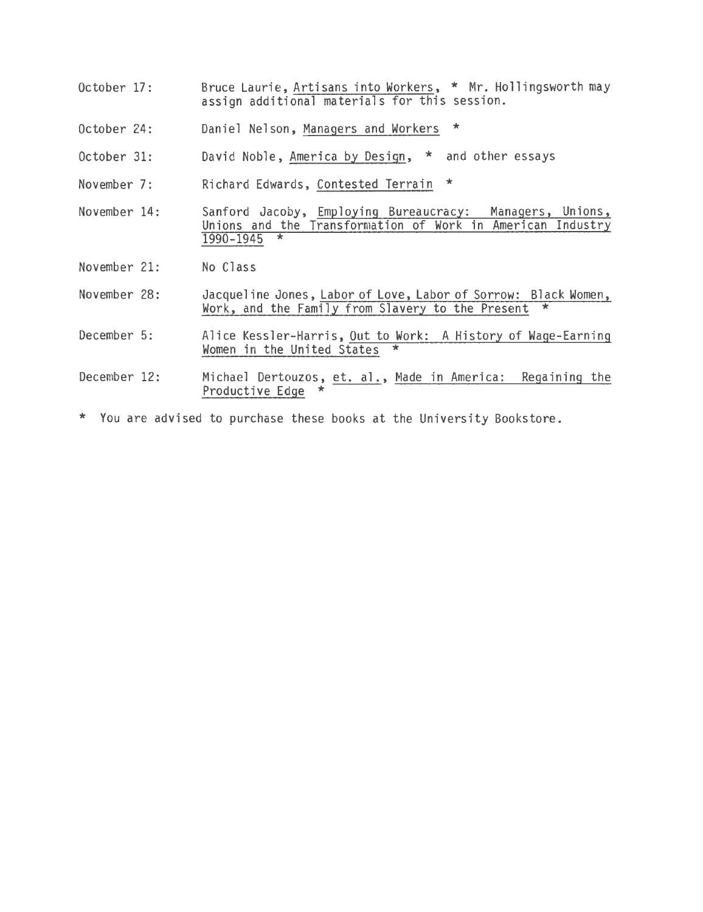October 17: Bruce Laurie, Artisans into Workers, * Mr. Hollingsworth may assign additional materials for this session.

October 24: Daniel Nelson, Managers and Workers *

October 31: David Noble, America by Design, * and other essays

November 7: Richard Edwards, Contested Terrain *

November 14: Sanford Jacoby, Employing Bureaucracy: Managers, Unions, Unions and the Transformation of Work in American Industry 1990-1945 *

November 21: No Class

November 28: Jacqueline Jones, Labor of Love, Labor of Sorrow: Black Women, Work, and the Family from Slavery to the Present *

December 5: Alice Kessler-Harris, Out to Work: A History of Wage-Earning Women in the United States *

December 12: Michael Dertouzos, et. al., Made in America: Regaining the Productive Edge *

* You are advised to purchase these books at the University Bookstore.